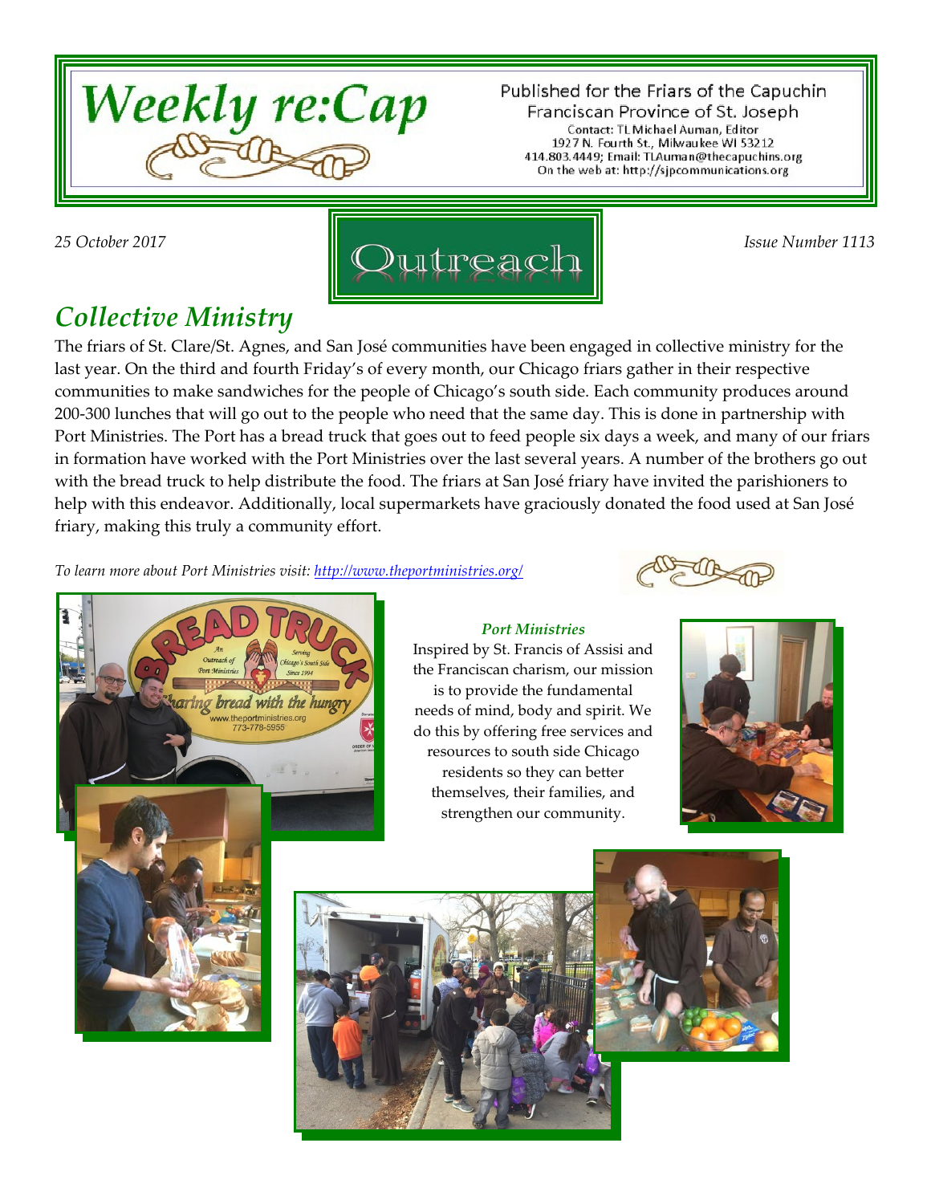# Weekly re:Cap

Published for the Friars of the Capuchin Franciscan Province of St. Joseph
Contact: TL Michael Auman, Editor
1927 N. Fourth St., Milwaukee WI 53212
414.803.4449; Email: TLAuman@thecapuchins.org
On the web at: http://sjpcommunications.org

*25 October 2017*

Outreach

*Issue Number 1113*

## *Collective Ministry*

The friars of St. Clare/St. Agnes, and San José communities have been engaged in collective ministry for the last year. On the third and fourth Friday's of every month, our Chicago friars gather in their respective communities to make sandwiches for the people of Chicago's south side. Each community produces around 200-300 lunches that will go out to the people who need that the same day. This is done in partnership with Port Ministries. The Port has a bread truck that goes out to feed people six days a week, and many of our friars in formation have worked with the Port Ministries over the last several years. A number of the brothers go out with the bread truck to help distribute the food. The friars at San José friary have invited the parishioners to help with this endeavor. Additionally, local supermarkets have graciously donated the food used at San José friary, making this truly a community effort.

*To learn more about Port Ministries visit: http://www.theportministries.org/*

***Port Ministries***

Inspired by St. Francis of Assisi and the Franciscan charism, our mission is to provide the fundamental needs of mind, body and spirit. We do this by offering free services and resources to south side Chicago residents so they can better themselves, their families, and strengthen our community.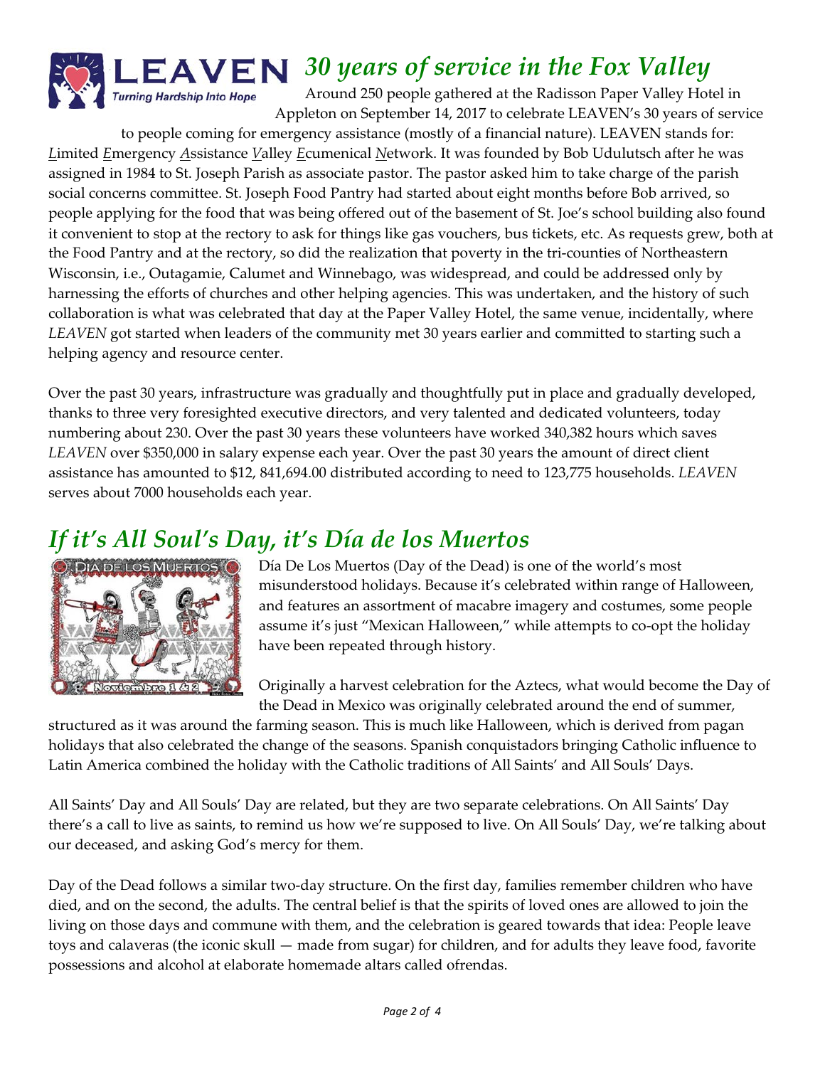# 30 years of service in the Fox Valley

Around 250 people gathered at the Radisson Paper Valley Hotel in Appleton on September 14, 2017 to celebrate LEAVEN's 30 years of service to people coming for emergency assistance (mostly of a financial nature). LEAVEN stands for: *L*imited *E*mergency *A*ssistance *V*alley *E*cumenical *N*etwork. It was founded by Bob Udulutsch after he was assigned in 1984 to St. Joseph Parish as associate pastor. The pastor asked him to take charge of the parish social concerns committee. St. Joseph Food Pantry had started about eight months before Bob arrived, so people applying for the food that was being offered out of the basement of St. Joe's school building also found it convenient to stop at the rectory to ask for things like gas vouchers, bus tickets, etc. As requests grew, both at the Food Pantry and at the rectory, so did the realization that poverty in the tri-counties of Northeastern Wisconsin, i.e., Outagamie, Calumet and Winnebago, was widespread, and could be addressed only by harnessing the efforts of churches and other helping agencies. This was undertaken, and the history of such collaboration is what was celebrated that day at the Paper Valley Hotel, the same venue, incidentally, where *LEAVEN* got started when leaders of the community met 30 years earlier and committed to starting such a helping agency and resource center.

Over the past 30 years, infrastructure was gradually and thoughtfully put in place and gradually developed, thanks to three very foresighted executive directors, and very talented and dedicated volunteers, today numbering about 230. Over the past 30 years these volunteers have worked 340,382 hours which saves *LEAVEN* over $350,000 in salary expense each year. Over the past 30 years the amount of direct client assistance has amounted to $12, 841,694.00 distributed according to need to 123,775 households. *LEAVEN* serves about 7000 households each year.

# *If it's All Soul's Day, it's Día de los Muertos*

Día De Los Muertos (Day of the Dead) is one of the world's most misunderstood holidays. Because it's celebrated within range of Halloween, and features an assortment of macabre imagery and costumes, some people assume it's just "Mexican Halloween," while attempts to co-opt the holiday have been repeated through history.

Originally a harvest celebration for the Aztecs, what would become the Day of the Dead in Mexico was originally celebrated around the end of summer, structured as it was around the farming season. This is much like Halloween, which is derived from pagan holidays that also celebrated the change of the seasons. Spanish conquistadors bringing Catholic influence to Latin America combined the holiday with the Catholic traditions of All Saints' and All Souls' Days.

All Saints' Day and All Souls' Day are related, but they are two separate celebrations. On All Saints' Day there's a call to live as saints, to remind us how we're supposed to live. On All Souls' Day, we're talking about our deceased, and asking God's mercy for them.

Day of the Dead follows a similar two-day structure. On the first day, families remember children who have died, and on the second, the adults. The central belief is that the spirits of loved ones are allowed to join the living on those days and commune with them, and the celebration is geared towards that idea: People leave toys and calaveras (the iconic skull — made from sugar) for children, and for adults they leave food, favorite possessions and alcohol at elaborate homemade altars called ofrendas.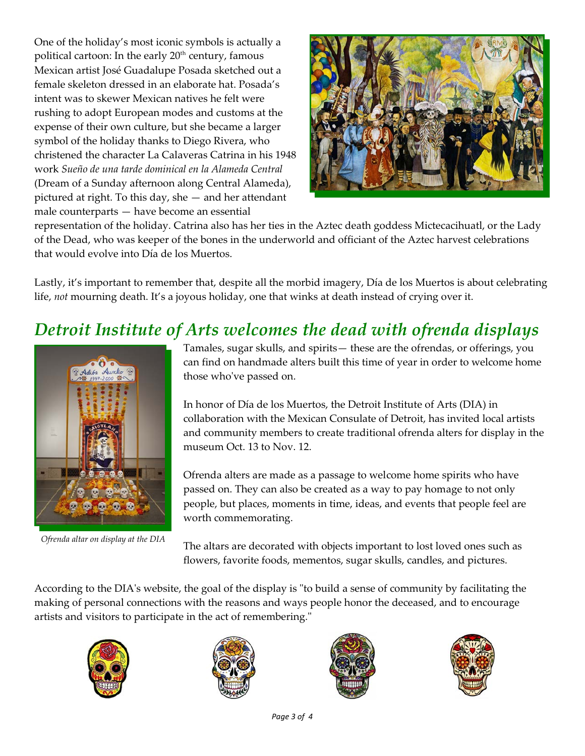One of the holiday's most iconic symbols is actually a political cartoon: In the early 20th century, famous Mexican artist José Guadalupe Posada sketched out a female skeleton dressed in an elaborate hat. Posada's intent was to skewer Mexican natives he felt were rushing to adopt European modes and customs at the expense of their own culture, but she became a larger symbol of the holiday thanks to Diego Rivera, who christened the character La Calaveras Catrina in his 1948 work *Sueño de una tarde dominical en la Alameda Central* (Dream of a Sunday afternoon along Central Alameda), pictured at right. To this day, she — and her attendant male counterparts — have become an essential representation of the holiday. Catrina also has her ties in the Aztec death goddess Mictecacihuatl, or the Lady of the Dead, who was keeper of the bones in the underworld and officiant of the Aztec harvest celebrations that would evolve into Día de los Muertos.

Lastly, it's important to remember that, despite all the morbid imagery, Día de los Muertos is about celebrating life, *not* mourning death. It's a joyous holiday, one that winks at death instead of crying over it.

## *Detroit Institute of Arts welcomes the dead with ofrenda displays*

*Ofrenda altar on display at the DIA*

Tamales, sugar skulls, and spirits— these are the ofrendas, or offerings, you can find on handmade alters built this time of year in order to welcome home those who've passed on.

In honor of Día de los Muertos, the Detroit Institute of Arts (DIA) in collaboration with the Mexican Consulate of Detroit, has invited local artists and community members to create traditional ofrenda alters for display in the museum Oct. 13 to Nov. 12.

Ofrenda alters are made as a passage to welcome home spirits who have passed on. They can also be created as a way to pay homage to not only people, but places, moments in time, ideas, and events that people feel are worth commemorating.

The altars are decorated with objects important to lost loved ones such as flowers, favorite foods, mementos, sugar skulls, candles, and pictures.

According to the DIA's website, the goal of the display is "to build a sense of community by facilitating the making of personal connections with the reasons and ways people honor the deceased, and to encourage artists and visitors to participate in the act of remembering."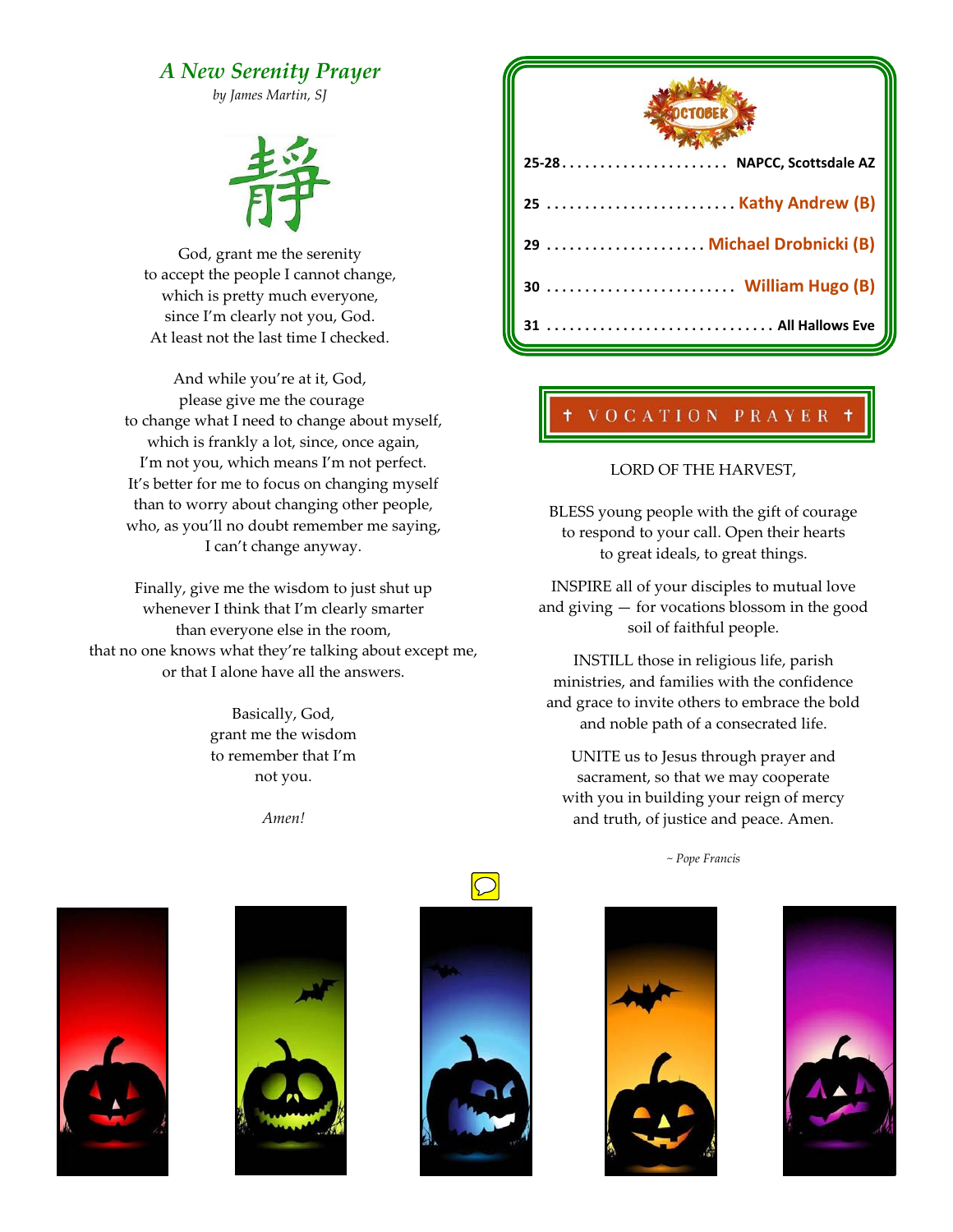## *A New Serenity Prayer*

*by James Martin, SJ*

靜

God, grant me the serenity
to accept the people I cannot change,
which is pretty much everyone,
since I'm clearly not you, God.
At least not the last time I checked.

And while you're at it, God,
please give me the courage
to change what I need to change about myself,
which is frankly a lot, since, once again,
I'm not you, which means I'm not perfect.
It's better for me to focus on changing myself
than to worry about changing other people,
who, as you'll no doubt remember me saying,
I can't change anyway.

Finally, give me the wisdom to just shut up
whenever I think that I'm clearly smarter
than everyone else in the room,
that no one knows what they're talking about except me,
or that I alone have all the answers.

Basically, God,
grant me the wisdom
to remember that I'm
not you.

*Amen!*

## OCTOBER

| | |
|---|---|
| 25-28 | NAPCC, Scottsdale AZ |
| 25 | Kathy Andrew (B) |
| 29 | Michael Drobnicki (B) |
| 30 | William Hugo (B) |
| 31 | All Hallows Eve |

## † VOCATION PRAYER †

LORD OF THE HARVEST,

BLESS young people with the gift of courage to respond to your call. Open their hearts to great ideals, to great things.

INSPIRE all of your disciples to mutual love and giving — for vocations blossom in the good soil of faithful people.

INSTILL those in religious life, parish ministries, and families with the confidence and grace to invite others to embrace the bold and noble path of a consecrated life.

UNITE us to Jesus through prayer and sacrament, so that we may cooperate with you in building your reign of mercy and truth, of justice and peace. Amen.

*~ Pope Francis*